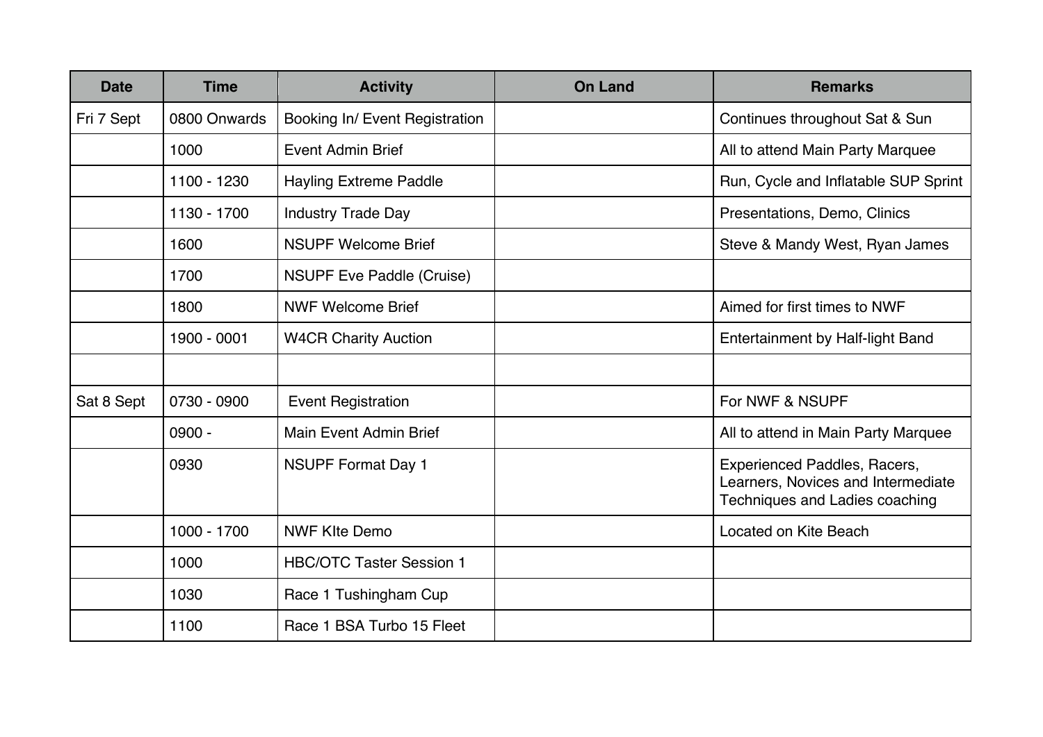| Date | Time | Activity | On Land | Remarks |
| --- | --- | --- | --- | --- |
| Fri 7 Sept | 0800 Onwards | Booking In/ Event Registration | | Continues throughout Sat & Sun |
| | 1000 | Event Admin Brief | | All to attend Main Party Marquee |
| | 1100 - 1230 | Hayling Extreme Paddle | | Run, Cycle and Inflatable SUP Sprint |
| | 1130 - 1700 | Industry Trade Day | | Presentations, Demo, Clinics |
| | 1600 | NSUPF Welcome Brief | | Steve & Mandy West, Ryan James |
| | 1700 | NSUPF Eve Paddle (Cruise) | | |
| | 1800 | NWF Welcome Brief | | Aimed for first times to NWF |
| | 1900 - 0001 | W4CR Charity Auction | | Entertainment by Half-light Band |
| | | | | |
| Sat 8 Sept | 0730 - 0900 | Event Registration | | For NWF & NSUPF |
| | 0900 - | Main Event Admin Brief | | All to attend in Main Party Marquee |
| | 0930 | NSUPF Format Day 1 | | Experienced Paddles, Racers, Learners, Novices and Intermediate Techniques and Ladies coaching |
| | 1000 - 1700 | NWF KIte Demo | | Located on Kite Beach |
| | 1000 | HBC/OTC Taster Session 1 | | |
| | 1030 | Race 1 Tushingham Cup | | |
| | 1100 | Race 1 BSA Turbo 15 Fleet | | |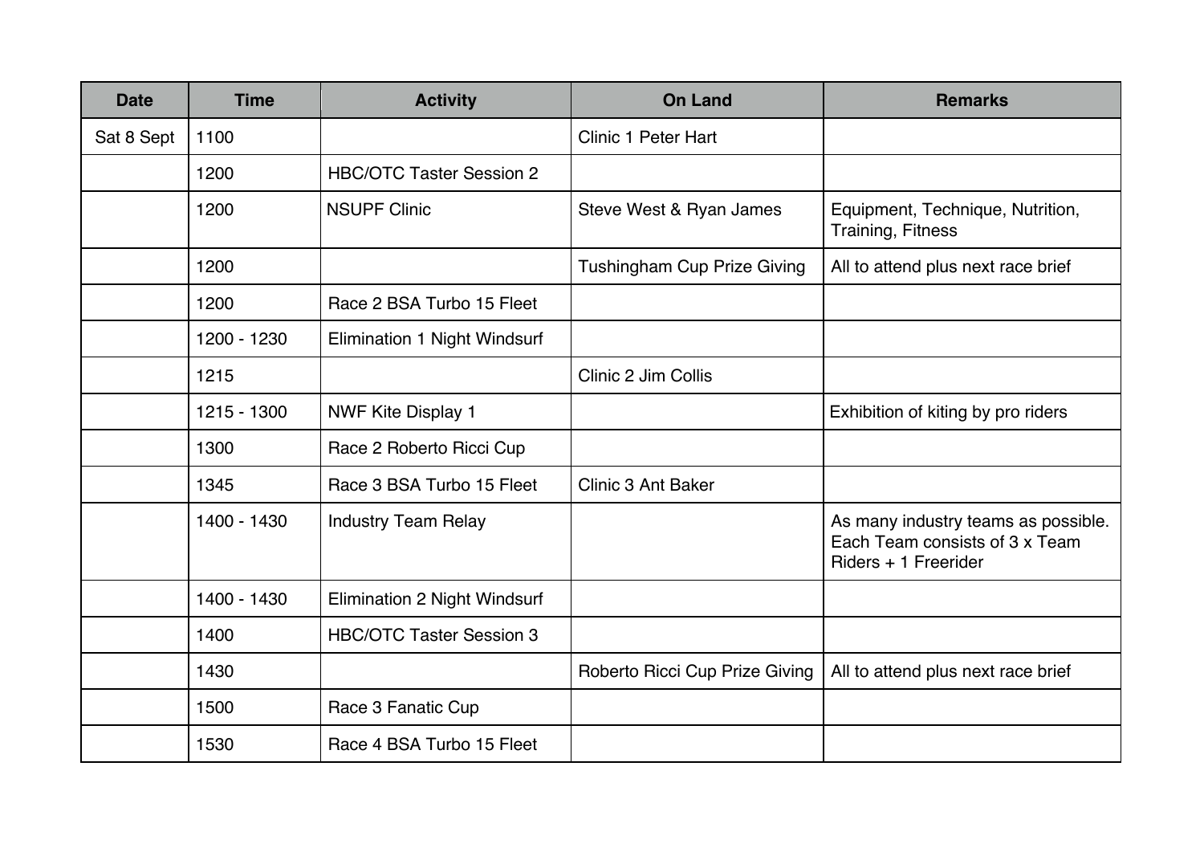| Date | Time | Activity | On Land | Remarks |
|---|---|---|---|---|
| Sat 8 Sept | 1100 | | Clinic 1 Peter Hart | |
| | 1200 | HBC/OTC Taster Session 2 | | |
| | 1200 | NSUPF Clinic | Steve West & Ryan James | Equipment, Technique, Nutrition, Training, Fitness |
| | 1200 | | Tushingham Cup Prize Giving | All to attend plus next race brief |
| | 1200 | Race 2 BSA Turbo 15 Fleet | | |
| | 1200 - 1230 | Elimination 1 Night Windsurf | | |
| | 1215 | | Clinic 2 Jim Collis | |
| | 1215 - 1300 | NWF Kite Display 1 | | Exhibition of kiting by pro riders |
| | 1300 | Race 2 Roberto Ricci Cup | | |
| | 1345 | Race 3 BSA Turbo 15 Fleet | Clinic 3 Ant Baker | |
| | 1400 - 1430 | Industry Team Relay | | As many industry teams as possible. Each Team consists of 3 x Team Riders + 1 Freerider |
| | 1400 - 1430 | Elimination 2 Night Windsurf | | |
| | 1400 | HBC/OTC Taster Session 3 | | |
| | 1430 | | Roberto Ricci Cup Prize Giving | All to attend plus next race brief |
| | 1500 | Race 3 Fanatic Cup | | |
| | 1530 | Race 4 BSA Turbo 15 Fleet | | |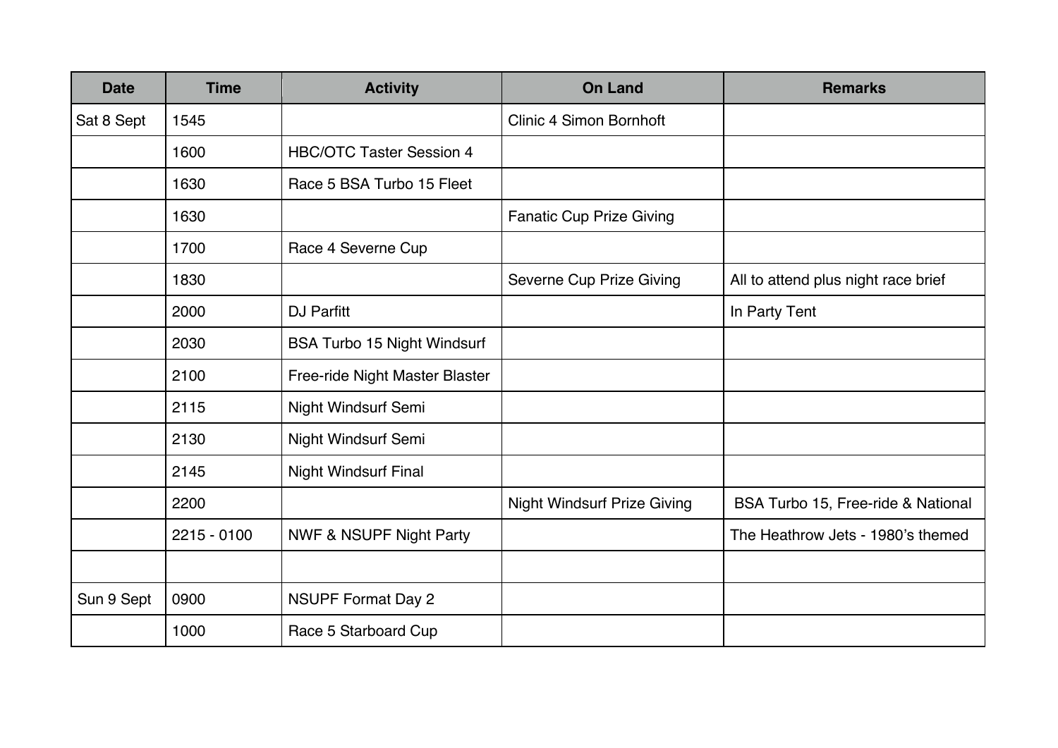| Date | Time | Activity | On Land | Remarks |
|---|---|---|---|---|
| Sat 8 Sept | 1545 | | Clinic 4 Simon Bornhoft | |
| | 1600 | HBC/OTC Taster Session 4 | | |
| | 1630 | Race 5 BSA Turbo 15 Fleet | | |
| | 1630 | | Fanatic Cup Prize Giving | |
| | 1700 | Race 4 Severne Cup | | |
| | 1830 | | Severne Cup Prize Giving | All to attend plus night race brief |
| | 2000 | DJ Parfitt | | In Party Tent |
| | 2030 | BSA Turbo 15 Night Windsurf | | |
| | 2100 | Free-ride Night Master Blaster | | |
| | 2115 | Night Windsurf Semi | | |
| | 2130 | Night Windsurf Semi | | |
| | 2145 | Night Windsurf Final | | |
| | 2200 | | Night Windsurf Prize Giving | BSA Turbo 15, Free-ride & National |
| | 2215 - 0100 | NWF & NSUPF Night Party | | The Heathrow Jets - 1980's themed |
| | | | | |
| Sun 9 Sept | 0900 | NSUPF Format Day 2 | | |
| | 1000 | Race 5 Starboard Cup | | |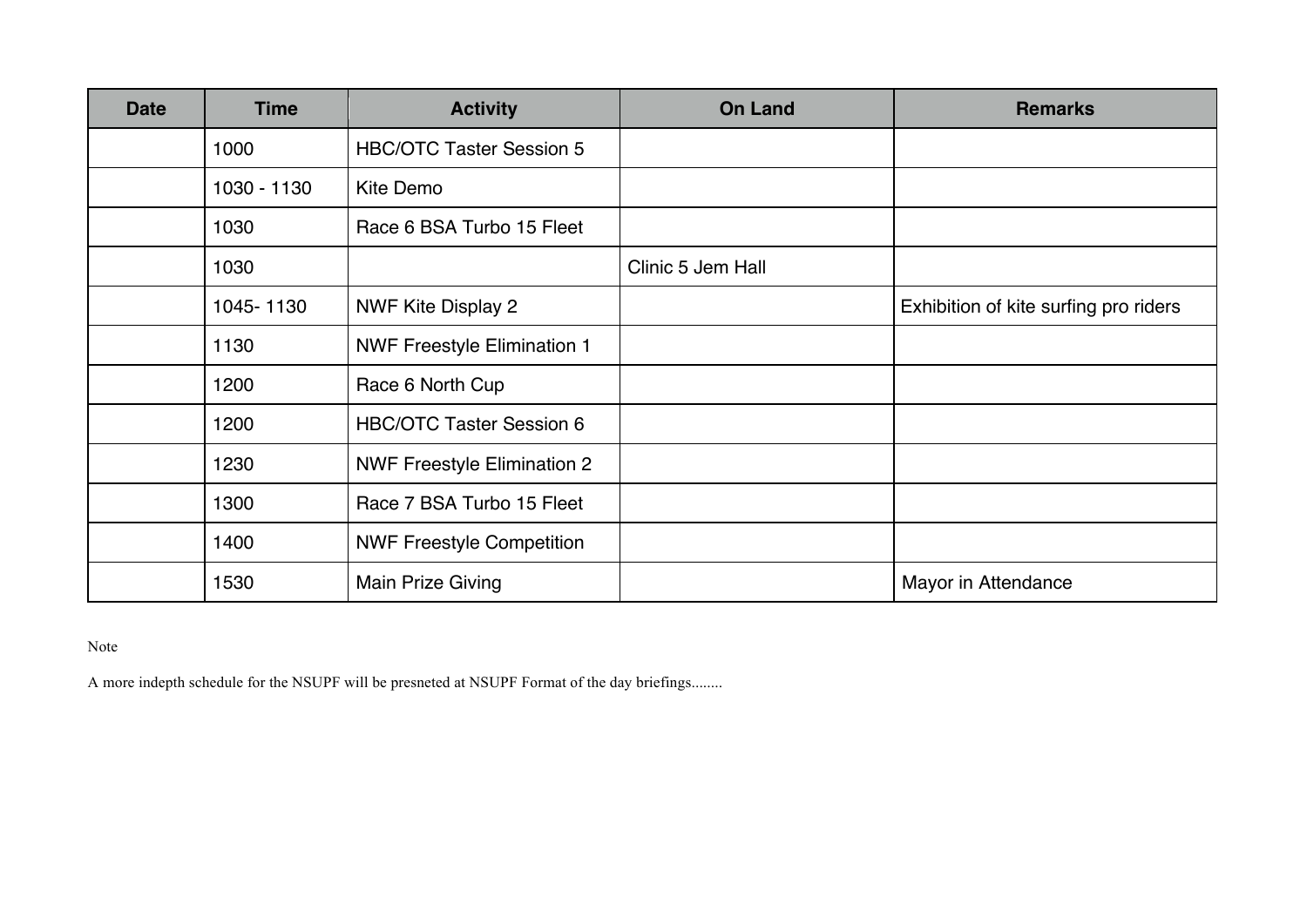| Date | Time | Activity | On Land | Remarks |
|---|---|---|---|---|
| | 1000 | HBC/OTC Taster Session 5 | | |
| | 1030 - 1130 | Kite Demo | | |
| | 1030 | Race 6 BSA Turbo 15 Fleet | | |
| | 1030 | | Clinic 5 Jem Hall | |
| | 1045- 1130 | NWF Kite Display 2 | | Exhibition of kite surfing pro riders |
| | 1130 | NWF Freestyle Elimination 1 | | |
| | 1200 | Race 6 North Cup | | |
| | 1200 | HBC/OTC Taster Session 6 | | |
| | 1230 | NWF Freestyle Elimination 2 | | |
| | 1300 | Race 7 BSA Turbo 15 Fleet | | |
| | 1400 | NWF Freestyle Competition | | |
| | 1530 | Main Prize Giving | | Mayor in Attendance |

Note

A more indepth schedule for the NSUPF will be presneted at NSUPF Format of the day briefings........